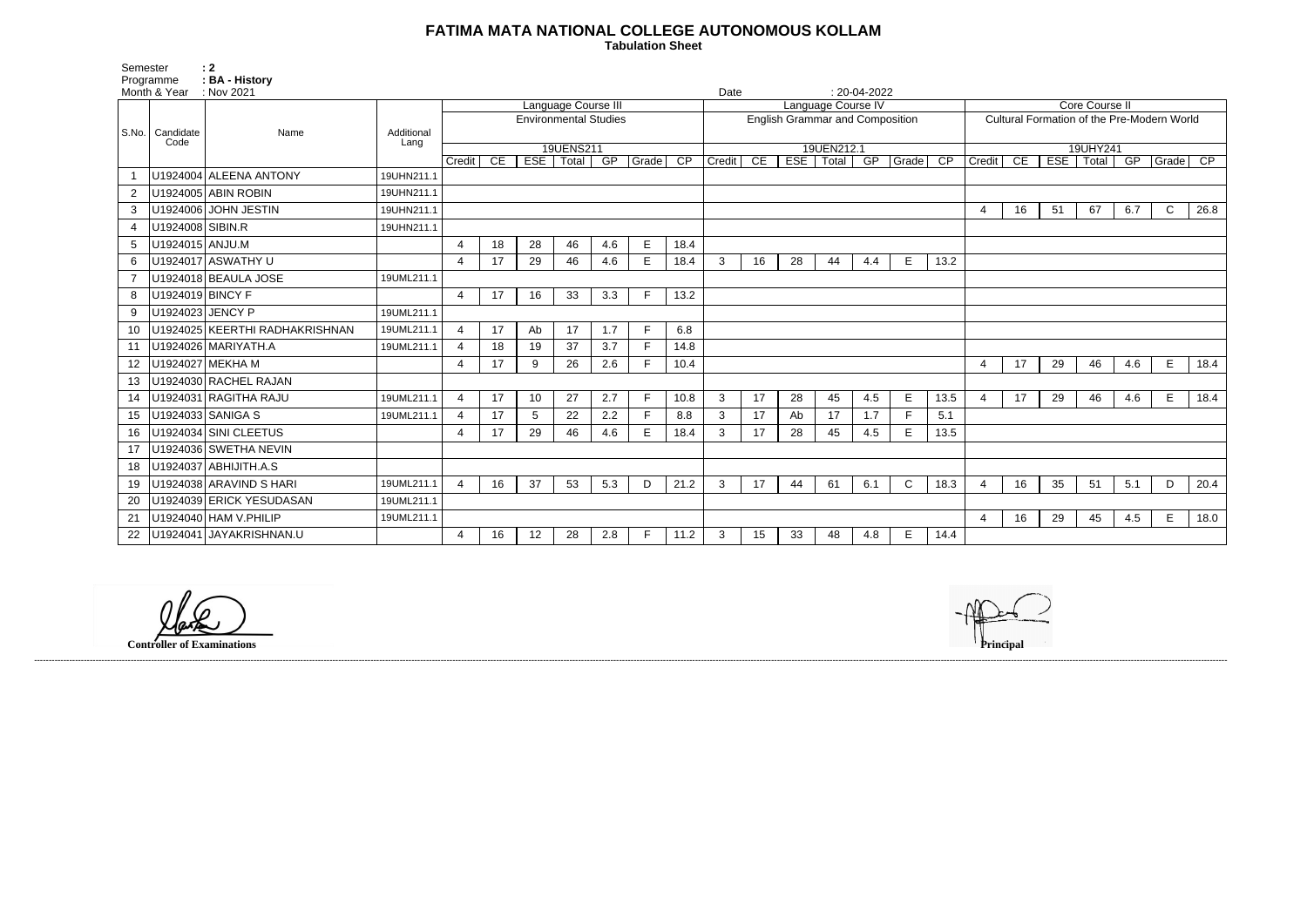# FATIMA MATA NATIONAL COLLEGE AUTONOMOUS KOLLAM

**Tabulation Sheet**

Semester : 2
Programme : BA - History
Month & Year : Nov 2021
Date : 20-04-2022

| S.No. | Candidate Code | Name | Additional Lang | Language Course III | | | | | | | Language Course IV | | | | | | | Core Course II | | | | | | |
|---|---|---|---|---|---|---|---|---|---|---|---|---|---|---|---|---|---|---|---|---|---|---|---|---|
| | | | | Environmental Studies | | | | | | | English Grammar and Composition | | | | | | | Cultural Formation of the Pre-Modern World | | | | | | |
| | | | | 19UENS211 | | | | | | | 19UEN212.1 | | | | | | | 19UHY241 | | | | | | |
| | | | | Credit | CE | ESE | Total | GP | Grade | CP | Credit | CE | ESE | Total | GP | Grade | CP | Credit | CE | ESE | Total | GP | Grade | CP |
| 1 | U1924004 | ALEENA ANTONY | 19UHN211.1 | | | | | | | | | | | | | | | | | | | | | |
| 2 | U1924005 | ABIN ROBIN | 19UHN211.1 | | | | | | | | | | | | | | | | | | | | | |
| 3 | U1924006 | JOHN JESTIN | 19UHN211.1 | | | | | | | | | | | | | | | 4 | 16 | 51 | 67 | 6.7 | C | 26.8 |
| 4 | U1924008 | SIBIN.R | 19UHN211.1 | | | | | | | | | | | | | | | | | | | | | |
| 5 | U1924015 | ANJU.M | | 4 | 18 | 28 | 46 | 4.6 | E | 18.4 | | | | | | | | | | | | | | |
| 6 | U1924017 | ASWATHY U | | 4 | 17 | 29 | 46 | 4.6 | E | 18.4 | 3 | 16 | 28 | 44 | 4.4 | E | 13.2 | | | | | | | |
| 7 | U1924018 | BEAULA JOSE | 19UML211.1 | | | | | | | | | | | | | | | | | | | | | |
| 8 | U1924019 | BINCY F | | 4 | 17 | 16 | 33 | 3.3 | F | 13.2 | | | | | | | | | | | | | | |
| 9 | U1924023 | JENCY P | 19UML211.1 | | | | | | | | | | | | | | | | | | | | | |
| 10 | U1924025 | KEERTHI RADHAKRISHNAN | 19UML211.1 | 4 | 17 | Ab | 17 | 1.7 | F | 6.8 | | | | | | | | | | | | | | |
| 11 | U1924026 | MARIYATH.A | 19UML211.1 | 4 | 18 | 19 | 37 | 3.7 | F | 14.8 | | | | | | | | | | | | | | |
| 12 | U1924027 | MEKHA M | | 4 | 17 | 9 | 26 | 2.6 | F | 10.4 | | | | | | | | 4 | 17 | 29 | 46 | 4.6 | E | 18.4 |
| 13 | U1924030 | RACHEL RAJAN | | | | | | | | | | | | | | | | | | | | | | |
| 14 | U1924031 | RAGITHA RAJU | 19UML211.1 | 4 | 17 | 10 | 27 | 2.7 | F | 10.8 | 3 | 17 | 28 | 45 | 4.5 | E | 13.5 | 4 | 17 | 29 | 46 | 4.6 | E | 18.4 |
| 15 | U1924033 | SANIGA S | 19UML211.1 | 4 | 17 | 5 | 22 | 2.2 | F | 8.8 | 3 | 17 | Ab | 17 | 1.7 | F | 5.1 | | | | | | | |
| 16 | U1924034 | SINI CLEETUS | | 4 | 17 | 29 | 46 | 4.6 | E | 18.4 | 3 | 17 | 28 | 45 | 4.5 | E | 13.5 | | | | | | | |
| 17 | U1924036 | SWETHA NEVIN | | | | | | | | | | | | | | | | | | | | | | |
| 18 | U1924037 | ABHIJITH.A.S | | | | | | | | | | | | | | | | | | | | | | |
| 19 | U1924038 | ARAVIND S HARI | 19UML211.1 | 4 | 16 | 37 | 53 | 5.3 | D | 21.2 | 3 | 17 | 44 | 61 | 6.1 | C | 18.3 | 4 | 16 | 35 | 51 | 5.1 | D | 20.4 |
| 20 | U1924039 | ERICK YESUDASAN | 19UML211.1 | | | | | | | | | | | | | | | | | | | | | |
| 21 | U1924040 | HAM V.PHILIP | 19UML211.1 | | | | | | | | | | | | | | | 4 | 16 | 29 | 45 | 4.5 | E | 18.0 |
| 22 | U1924041 | JAYAKRISHNAN.U | | 4 | 16 | 12 | 28 | 2.8 | F | 11.2 | 3 | 15 | 33 | 48 | 4.8 | E | 14.4 | | | | | | | |

**Controller of Examinations**

**Principal**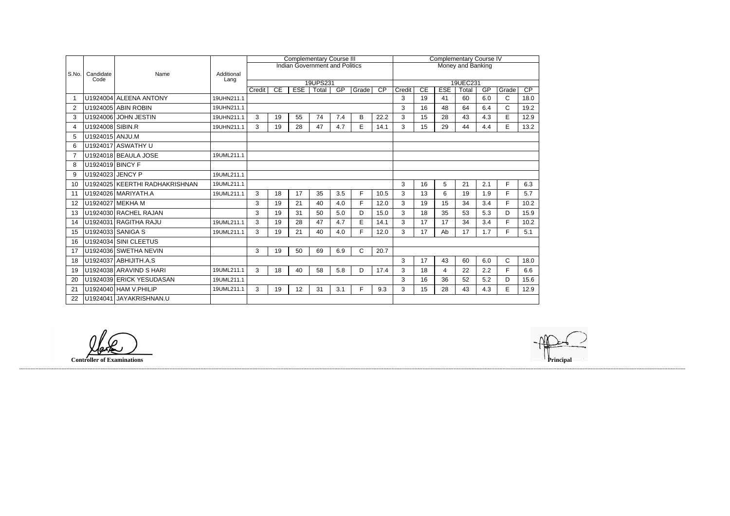| S.No. | Candidate Code | Name | Additional Lang | Complementary Course III | | | | | | | Complementary Course IV | | | | | | |
|---|---|---|---|---|---|---|---|---|---|---|---|---|---|---|---|---|---|
| | | | | Indian Government and Politics | | | | | | | Money and Banking | | | | | | |
| | | | | 19UPS231 | | | | | | | 19UEC231 | | | | | | |
| | | | | Credit | CE | ESE | Total | GP | Grade | CP | Credit | CE | ESE | Total | GP | Grade | CP |
| 1 | U1924004 | ALEENA ANTONY | 19UHN211.1 | | | | | | | | 3 | 19 | 41 | 60 | 6.0 | C | 18.0 |
| 2 | U1924005 | ABIN ROBIN | 19UHN211.1 | | | | | | | | 3 | 16 | 48 | 64 | 6.4 | C | 19.2 |
| 3 | U1924006 | JOHN JESTIN | 19UHN211.1 | 3 | 19 | 55 | 74 | 7.4 | B | 22.2 | 3 | 15 | 28 | 43 | 4.3 | E | 12.9 |
| 4 | U1924008 | SIBIN.R | 19UHN211.1 | 3 | 19 | 28 | 47 | 4.7 | E | 14.1 | 3 | 15 | 29 | 44 | 4.4 | E | 13.2 |
| 5 | U1924015 | ANJU.M | | | | | | | | | | | | | | | |
| 6 | U1924017 | ASWATHY U | | | | | | | | | | | | | | | |
| 7 | U1924018 | BEAULA JOSE | 19UML211.1 | | | | | | | | | | | | | | |
| 8 | U1924019 | BINCY F | | | | | | | | | | | | | | | |
| 9 | U1924023 | JENCY P | 19UML211.1 | | | | | | | | | | | | | | |
| 10 | U1924025 | KEERTHI RADHAKRISHNAN | 19UML211.1 | | | | | | | | 3 | 16 | 5 | 21 | 2.1 | F | 6.3 |
| 11 | U1924026 | MARIYATH.A | 19UML211.1 | 3 | 18 | 17 | 35 | 3.5 | F | 10.5 | 3 | 13 | 6 | 19 | 1.9 | F | 5.7 |
| 12 | U1924027 | MEKHA M | | 3 | 19 | 21 | 40 | 4.0 | F | 12.0 | 3 | 19 | 15 | 34 | 3.4 | F | 10.2 |
| 13 | U1924030 | RACHEL RAJAN | | 3 | 19 | 31 | 50 | 5.0 | D | 15.0 | 3 | 18 | 35 | 53 | 5.3 | D | 15.9 |
| 14 | U1924031 | RAGITHA RAJU | 19UML211.1 | 3 | 19 | 28 | 47 | 4.7 | E | 14.1 | 3 | 17 | 17 | 34 | 3.4 | F | 10.2 |
| 15 | U1924033 | SANIGA S | 19UML211.1 | 3 | 19 | 21 | 40 | 4.0 | F | 12.0 | 3 | 17 | Ab | 17 | 1.7 | F | 5.1 |
| 16 | U1924034 | SINI CLEETUS | | | | | | | | | | | | | | | |
| 17 | U1924036 | SWETHA NEVIN | | 3 | 19 | 50 | 69 | 6.9 | C | 20.7 | | | | | | | |
| 18 | U1924037 | ABHIJITH.A.S | | | | | | | | | 3 | 17 | 43 | 60 | 6.0 | C | 18.0 |
| 19 | U1924038 | ARAVIND S HARI | 19UML211.1 | 3 | 18 | 40 | 58 | 5.8 | D | 17.4 | 3 | 18 | 4 | 22 | 2.2 | F | 6.6 |
| 20 | U1924039 | ERICK YESUDASAN | 19UML211.1 | | | | | | | | 3 | 16 | 36 | 52 | 5.2 | D | 15.6 |
| 21 | U1924040 | HAM V.PHILIP | 19UML211.1 | 3 | 19 | 12 | 31 | 3.1 | F | 9.3 | 3 | 15 | 28 | 43 | 4.3 | E | 12.9 |
| 22 | U1924041 | JAYAKRISHNAN.U | | | | | | | | | | | | | | | |

**Controller of Examinations**

**Principal**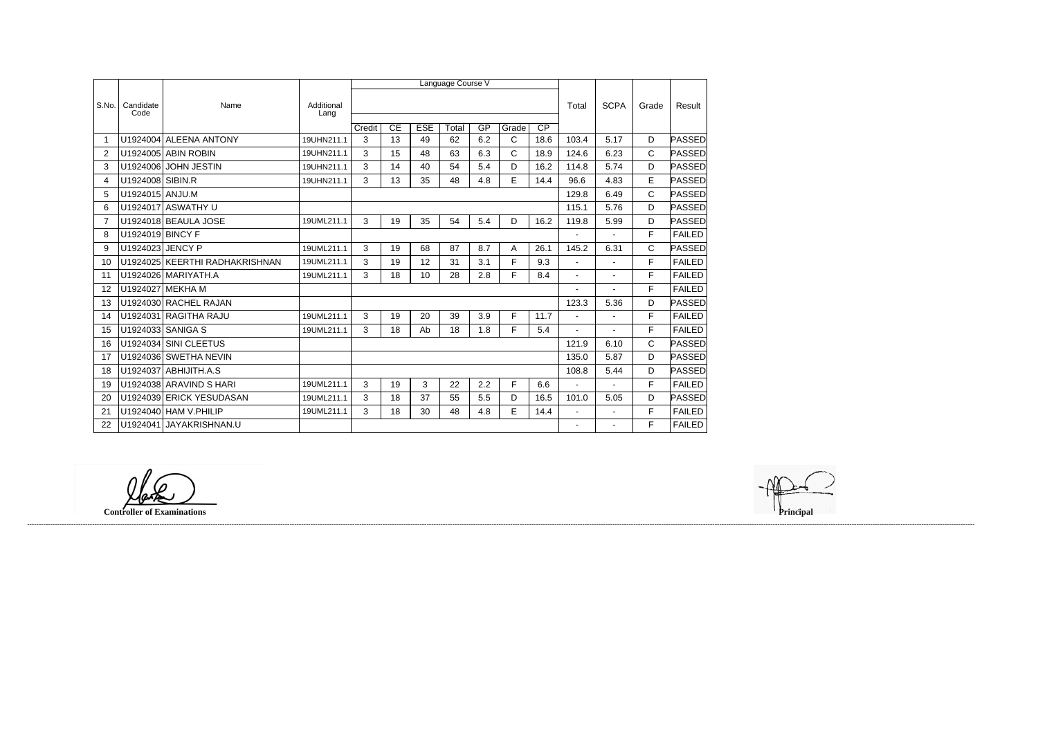| S.No. | Candidate Code | Name | Additional Lang | Language Course V | | | | | | | Total | SCPA | Grade | Result |
|---|---|---|---|---|---|---|---|---|---|---|---|---|---|---|
| | | | | Credit | CE | ESE | Total | GP | Grade | CP | | | | |
| 1 | U1924004 | ALEENA ANTONY | 19UHN211.1 | 3 | 13 | 49 | 62 | 6.2 | C | 18.6 | 103.4 | 5.17 | D | PASSED |
| 2 | U1924005 | ABIN ROBIN | 19UHN211.1 | 3 | 15 | 48 | 63 | 6.3 | C | 18.9 | 124.6 | 6.23 | C | PASSED |
| 3 | U1924006 | JOHN JESTIN | 19UHN211.1 | 3 | 14 | 40 | 54 | 5.4 | D | 16.2 | 114.8 | 5.74 | D | PASSED |
| 4 | U1924008 | SIBIN.R | 19UHN211.1 | 3 | 13 | 35 | 48 | 4.8 | E | 14.4 | 96.6 | 4.83 | E | PASSED |
| 5 | U1924015 | ANJU.M | | | | | | | | | 129.8 | 6.49 | C | PASSED |
| 6 | U1924017 | ASWATHY U | | | | | | | | | 115.1 | 5.76 | D | PASSED |
| 7 | U1924018 | BEAULA JOSE | 19UML211.1 | 3 | 19 | 35 | 54 | 5.4 | D | 16.2 | 119.8 | 5.99 | D | PASSED |
| 8 | U1924019 | BINCY F | | | | | | | | | - | - | F | FAILED |
| 9 | U1924023 | JENCY P | 19UML211.1 | 3 | 19 | 68 | 87 | 8.7 | A | 26.1 | 145.2 | 6.31 | C | PASSED |
| 10 | U1924025 | KEERTHI RADHAKRISHNAN | 19UML211.1 | 3 | 19 | 12 | 31 | 3.1 | F | 9.3 | - | - | F | FAILED |
| 11 | U1924026 | MARIYATH.A | 19UML211.1 | 3 | 18 | 10 | 28 | 2.8 | F | 8.4 | - | - | F | FAILED |
| 12 | U1924027 | MEKHA M | | | | | | | | | - | - | F | FAILED |
| 13 | U1924030 | RACHEL RAJAN | | | | | | | | | 123.3 | 5.36 | D | PASSED |
| 14 | U1924031 | RAGITHA RAJU | 19UML211.1 | 3 | 19 | 20 | 39 | 3.9 | F | 11.7 | - | - | F | FAILED |
| 15 | U1924033 | SANIGA S | 19UML211.1 | 3 | 18 | Ab | 18 | 1.8 | F | 5.4 | - | - | F | FAILED |
| 16 | U1924034 | SINI CLEETUS | | | | | | | | | 121.9 | 6.10 | C | PASSED |
| 17 | U1924036 | SWETHA NEVIN | | | | | | | | | 135.0 | 5.87 | D | PASSED |
| 18 | U1924037 | ABHIJITH.A.S | | | | | | | | | 108.8 | 5.44 | D | PASSED |
| 19 | U1924038 | ARAVIND S HARI | 19UML211.1 | 3 | 19 | 3 | 22 | 2.2 | F | 6.6 | - | - | F | FAILED |
| 20 | U1924039 | ERICK YESUDASAN | 19UML211.1 | 3 | 18 | 37 | 55 | 5.5 | D | 16.5 | 101.0 | 5.05 | D | PASSED |
| 21 | U1924040 | HAM V.PHILIP | 19UML211.1 | 3 | 18 | 30 | 48 | 4.8 | E | 14.4 | - | - | F | FAILED |
| 22 | U1924041 | JAYAKRISHNAN.U | | | | | | | | | - | - | F | FAILED |

**Controller of Examinations**

**Principal**